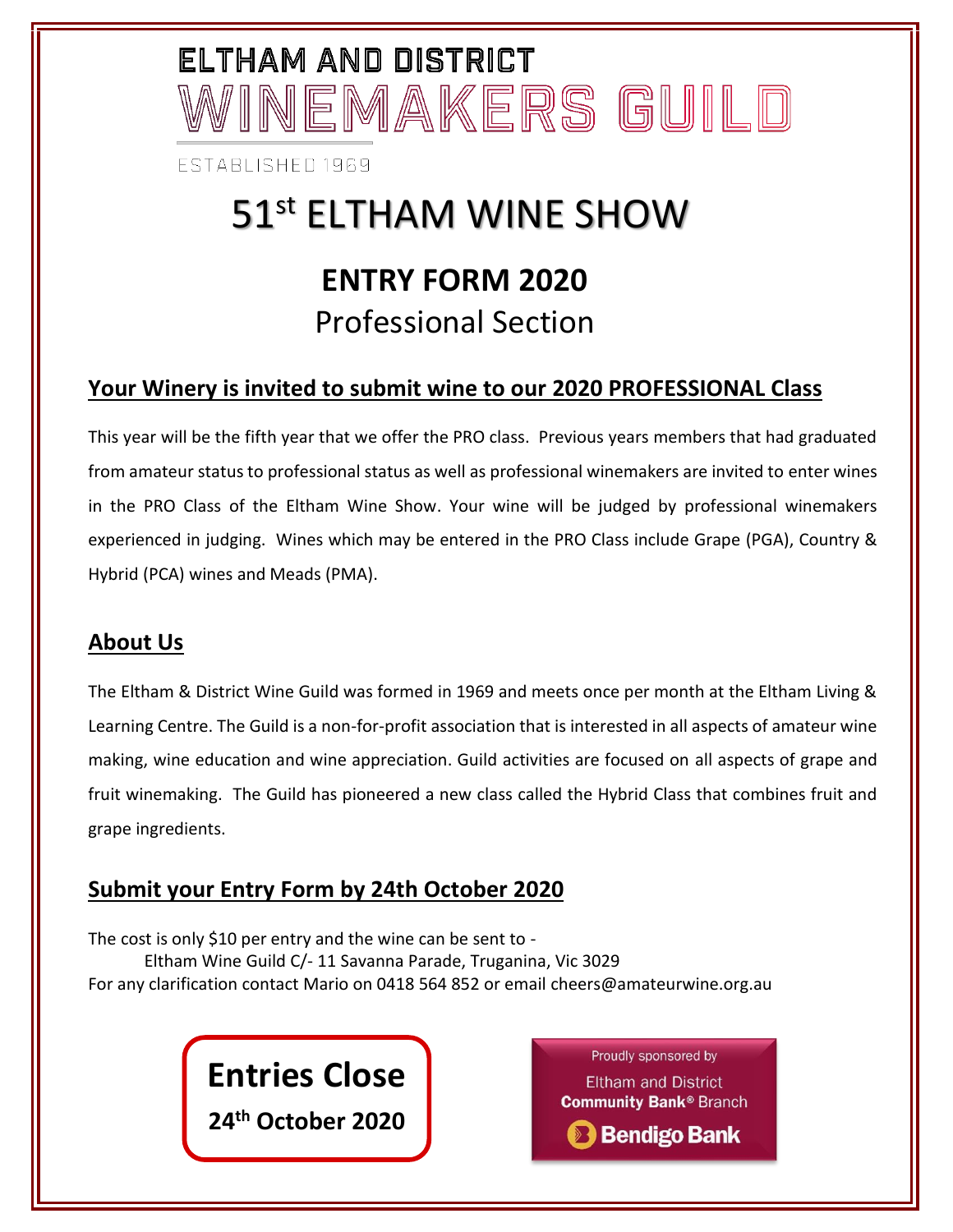# ELTHAM AND DISTRICT WINEMAKERS GUILD

ESTABLISHED 1969

# 51st ELTHAM WINE SHOW

## ENTRY FORM 2020

Professional Section

### Your Winery is invited to submit wine to our 2020 PROFESSIONAL Class

This year will be the fifth year that we offer the PRO class. Previous years members that had graduated from amateur status to professional status as well as professional winemakers are invited to enter wines in the PRO Class of the Eltham Wine Show. Your wine will be judged by professional winemakers experienced in judging. Wines which may be entered in the PRO Class include Grape (PGA), Country & Hybrid (PCA) wines and Meads (PMA).

### About Us

The Eltham & District Wine Guild was formed in 1969 and meets once per month at the Eltham Living & Learning Centre. The Guild is a non-for-profit association that is interested in all aspects of amateur wine making, wine education and wine appreciation. Guild activities are focused on all aspects of grape and fruit winemaking. The Guild has pioneered a new class called the Hybrid Class that combines fruit and grape ingredients.

### Submit your Entry Form by 24th October 2020

The cost is only $10 per entry and the wine can be sent to -
Eltham Wine Guild C/- 11 Savanna Parade, Truganina, Vic 3029
For any clarification contact Mario on 0418 564 852 or email cheers@amateurwine.org.au

**Entries Close**
**24th October 2020**

Proudly sponsored by
Eltham and District **Community Bank®** Branch
**Bendigo Bank**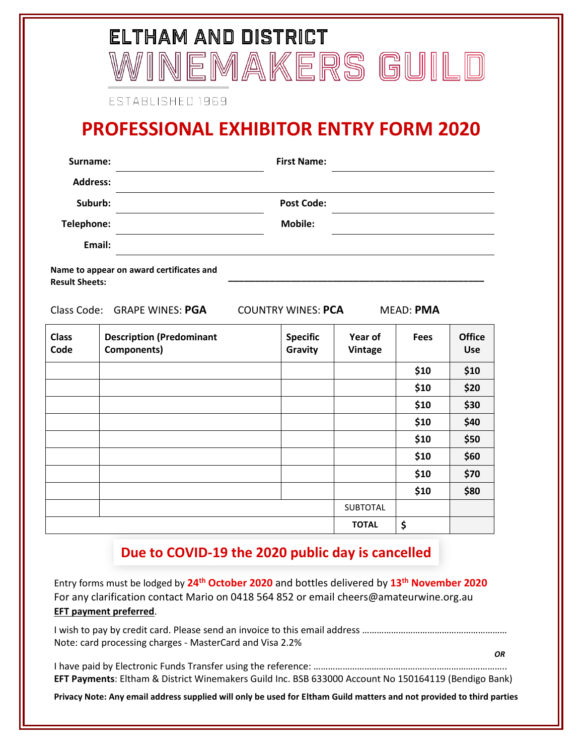# ELTHAM AND DISTRICT WINEMAKERS GUILD

ESTABLISHED 1969

## PROFESSIONAL EXHIBITOR ENTRY FORM 2020

**Surname:** ______________________ **First Name:** ______________________

**Address:** ______________________________________________

**Suburb:** ______________________ **Post Code:** ______________________

**Telephone:** ______________________ **Mobile:** ______________________

**Email:** ______________________________________________

**Name to appear on award certificates and Result Sheets:** ______________________________________________

Class Code: GRAPE WINES: **PGA** COUNTRY WINES: **PCA** MEAD: **PMA**

| Class Code | Description (Predominant Components) | Specific Gravity | Year of Vintage | Fees | Office Use |
|---|---|---|---|---|---|
| | | | | **$10** | **$10** |
| | | | | **$10** | **$20** |
| | | | | **$10** | **$30** |
| | | | | **$10** | **$40** |
| | | | | **$10** | **$50** |
| | | | | **$10** | **$60** |
| | | | | **$10** | **$70** |
| | | | | **$10** | **$80** |
| | | | SUBTOTAL | | |
| | | | **TOTAL** | **$** | |

**Due to COVID-19 the 2020 public day is cancelled**

Entry forms must be lodged by **24th October 2020** and bottles delivered by **13th November 2020**
For any clarification contact Mario on 0418 564 852 or email cheers@amateurwine.org.au
**EFT payment preferred**.

I wish to pay by credit card. Please send an invoice to this email address ……………………………………………………
Note: card processing charges - MasterCard and Visa 2.2%

***OR***

I have paid by Electronic Funds Transfer using the reference: ……………………………………………………………………..
**EFT Payments**: Eltham & District Winemakers Guild Inc. BSB 633000 Account No 150164119 (Bendigo Bank)

**Privacy Note: Any email address supplied will only be used for Eltham Guild matters and not provided to third parties**